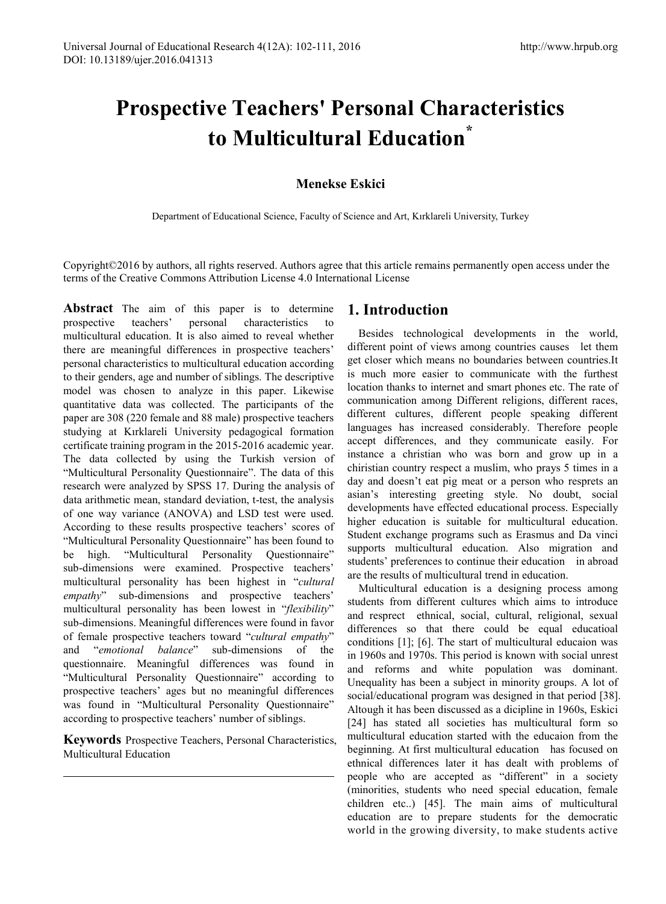# Prospective Teachers' Personal Characteristics to Multicultural Education*

**Menekse Eskici**

Department of Educational Science, Faculty of Science and Art, Kırklareli University, Turkey

Copyright©2016 by authors, all rights reserved. Authors agree that this article remains permanently open access under the terms of the Creative Commons Attribution License 4.0 International License

**Abstract** The aim of this paper is to determine prospective teachers' personal characteristics to multicultural education. It is also aimed to reveal whether there are meaningful differences in prospective teachers' personal characteristics to multicultural education according to their genders, age and number of siblings. The descriptive model was chosen to analyze in this paper. Likewise quantitative data was collected. The participants of the paper are 308 (220 female and 88 male) prospective teachers studying at Kırklareli University pedagogical formation certificate training program in the 2015-2016 academic year. The data collected by using the Turkish version of "Multicultural Personality Questionnaire". The data of this research were analyzed by SPSS 17. During the analysis of data arithmetic mean, standard deviation, t-test, the analysis of one way variance (ANOVA) and LSD test were used. According to these results prospective teachers' scores of "Multicultural Personality Questionnaire" has been found to be high. "Multicultural Personality Questionnaire" sub-dimensions were examined. Prospective teachers' multicultural personality has been highest in "*cultural empathy*" sub-dimensions and prospective teachers' multicultural personality has been lowest in "*flexibility*" sub-dimensions. Meaningful differences were found in favor of female prospective teachers toward "*cultural empathy*" and "*emotional balance*" sub-dimensions of the questionnaire. Meaningful differences was found in "Multicultural Personality Questionnaire" according to prospective teachers' ages but no meaningful differences was found in "Multicultural Personality Questionnaire" according to prospective teachers' number of siblings.

**Keywords** Prospective Teachers, Personal Characteristics, Multicultural Education

## 1. Introduction

Besides technological developments in the world, different point of views among countries causes let them get closer which means no boundaries between countries.It is much more easier to communicate with the furthest location thanks to internet and smart phones etc. The rate of communication among Different religions, different races, different cultures, different people speaking different languages has increased considerably. Therefore people accept differences, and they communicate easily. For instance a christian who was born and grow up in a chiristian country respect a muslim, who prays 5 times in a day and doesn't eat pig meat or a person who resprets an asian's interesting greeting style. No doubt, social developments have effected educational process. Especially higher education is suitable for multicultural education. Student exchange programs such as Erasmus and Da vinci supports multicultural education. Also migration and students' preferences to continue their education in abroad are the results of multicultural trend in education.

Multicultural education is a designing process among students from different cultures which aims to introduce and resprect ethnical, social, cultural, religional, sexual differences so that there could be equal educatioal conditions [1]; [6]. The start of multicultural educaion was in 1960s and 1970s. This period is known with social unrest and reforms and white population was dominant. Unequality has been a subject in minority groups. A lot of social/educational program was designed in that period [38]. Altough it has been discussed as a dicipline in 1960s, Eskici [24] has stated all societies has multicultural form so multicultural education started with the educaion from the beginning. At first multicultural education has focused on ethnical differences later it has dealt with problems of people who are accepted as "different" in a society (minorities, students who need special education, female children etc..) [45]. The main aims of multicultural education are to prepare students for the democratic world in the growing diversity, to make students active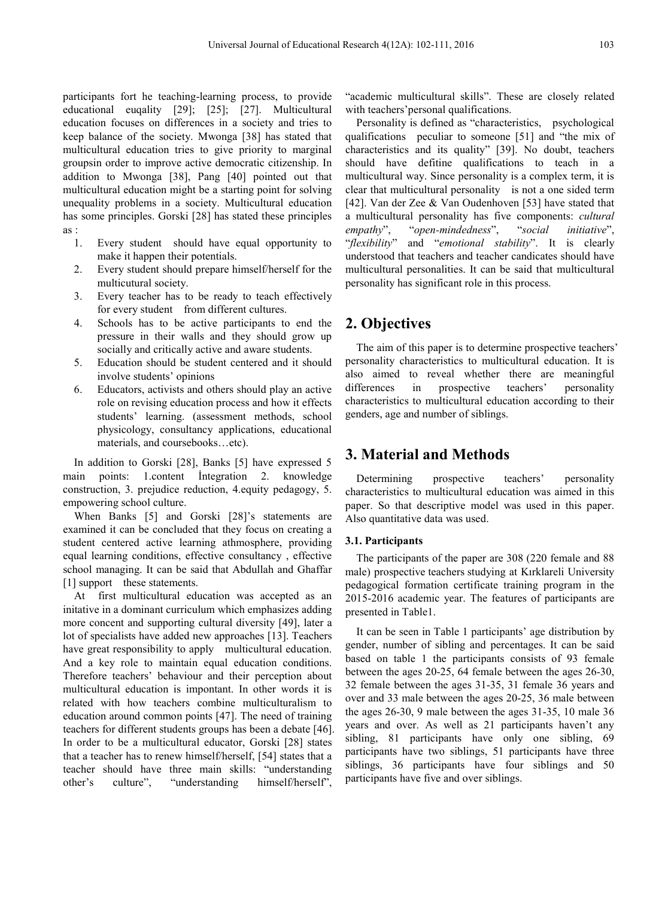participants fort he teaching-learning process, to provide educational euqality [29]; [25]; [27]. Multicultural education focuses on differences in a society and tries to keep balance of the society. Mwonga [38] has stated that multicultural education tries to give priority to marginal groupsin order to improve active democratic citizenship. In addition to Mwonga [38], Pang [40] pointed out that multicultural education might be a starting point for solving unequality problems in a society. Multicultural education has some principles. Gorski [28] has stated these principles as :

1. Every student should have equal opportunity to make it happen their potentials.
2. Every student should prepare himself/herself for the multicutural society.
3. Every teacher has to be ready to teach effectively for every student from different cultures.
4. Schools has to be active participants to end the pressure in their walls and they should grow up socially and critically active and aware students.
5. Education should be student centered and it should involve students' opinions
6. Educators, activists and others should play an active role on revising education process and how it effects students' learning. (assessment methods, school physicology, consultancy applications, educational materials, and coursebooks…etc).

In addition to Gorski [28], Banks [5] have expressed 5 main points: 1.content İntegration 2. knowledge construction, 3. prejudice reduction, 4.equity pedagogy, 5. empowering school culture.

When Banks [5] and Gorski [28]'s statements are examined it can be concluded that they focus on creating a student centered active learning athmosphere, providing equal learning conditions, effective consultancy , effective school managing. It can be said that Abdullah and Ghaffar [1] support these statements.

At first multicultural education was accepted as an initative in a dominant curriculum which emphasizes adding more concent and supporting cultural diversity [49], later a lot of specialists have added new approaches [13]. Teachers have great responsibility to apply multicultural education. And a key role to maintain equal education conditions. Therefore teachers' behaviour and their perception about multicultural education is impontant. In other words it is related with how teachers combine multiculturalism to education around common points [47]. The need of training teachers for different students groups has been a debate [46]. In order to be a multicultural educator, Gorski [28] states that a teacher has to renew himself/herself, [54] states that a teacher should have three main skills: "understanding other's culture", "understanding himself/herself", "academic multicultural skills". These are closely related with teachers'personal qualifications.

Personality is defined as "characteristics, psychological qualifications peculiar to someone [51] and "the mix of characteristics and its quality" [39]. No doubt, teachers should have defitine qualifications to teach in a multicultural way. Since personality is a complex term, it is clear that multicultural personality is not a one sided term [42]. Van der Zee & Van Oudenhoven [53] have stated that a multicultural personality has five components: *cultural empathy*", "*open-mindedness*", "*social initiative*", "*flexibility*" and "*emotional stability*". It is clearly understood that teachers and teacher candicates should have multicultural personalities. It can be said that multicultural personality has significant role in this process.

## 2. Objectives

The aim of this paper is to determine prospective teachers' personality characteristics to multicultural education. It is also aimed to reveal whether there are meaningful differences in prospective teachers' personality characteristics to multicultural education according to their genders, age and number of siblings.

## 3. Material and Methods

Determining prospective teachers' personality characteristics to multicultural education was aimed in this paper. So that descriptive model was used in this paper. Also quantitative data was used.

### 3.1. Participants

The participants of the paper are 308 (220 female and 88 male) prospective teachers studying at Kırklareli University pedagogical formation certificate training program in the 2015-2016 academic year. The features of participants are presented in Table1.

It can be seen in Table 1 participants' age distribution by gender, number of sibling and percentages. It can be said based on table 1 the participants consists of 93 female between the ages 20-25, 64 female between the ages 26-30, 32 female between the ages 31-35, 31 female 36 years and over and 33 male between the ages 20-25, 36 male between the ages 26-30, 9 male between the ages 31-35, 10 male 36 years and over. As well as 21 participants haven't any sibling, 81 participants have only one sibling, 69 participants have two siblings, 51 participants have three siblings, 36 participants have four siblings and 50 participants have five and over siblings.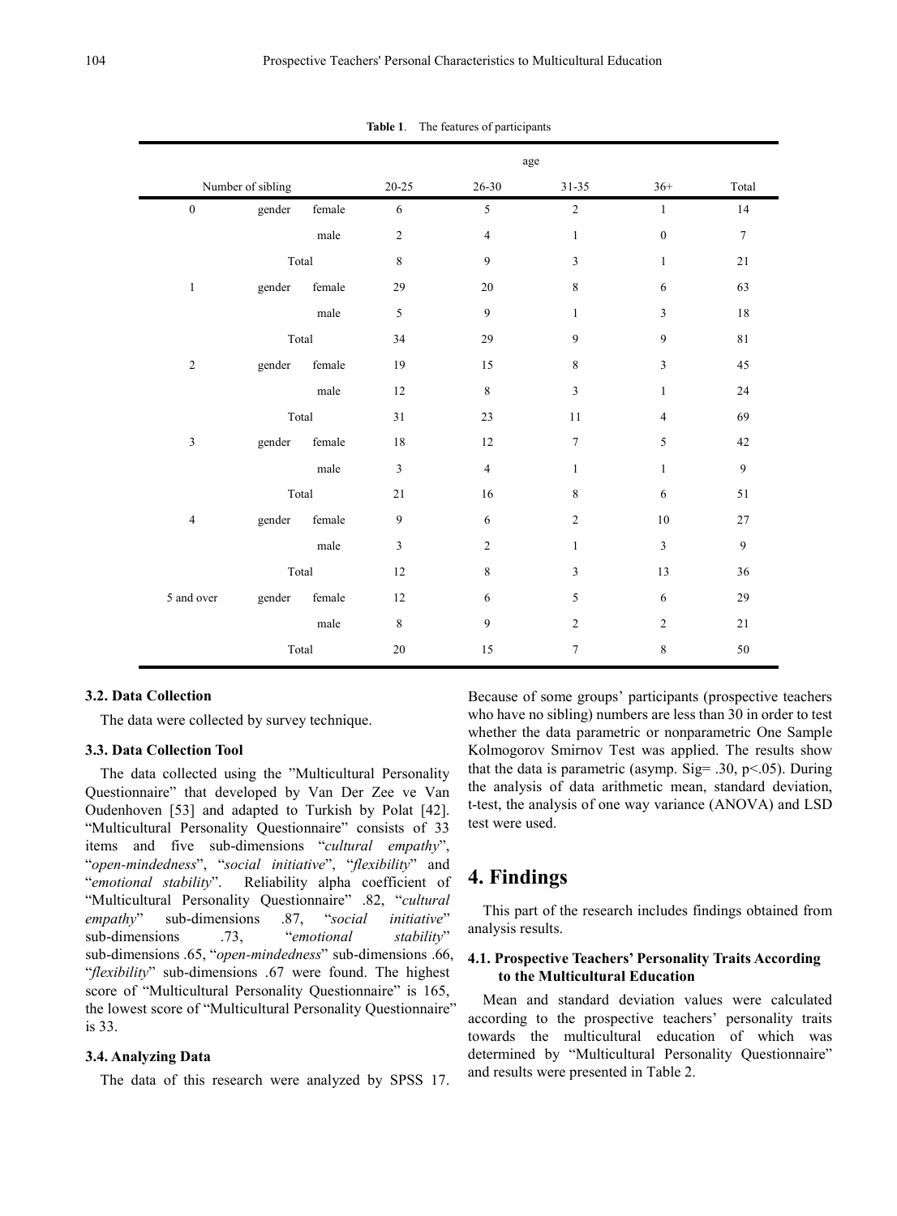**Table 1.** The features of participants

| Number of sibling | | | age | | | | |
|---|---|---|---|---|---|---|---|
| | | | 20-25 | 26-30 | 31-35 | 36+ | Total |
| 0 | gender | female | 6 | 5 | 2 | 1 | 14 |
| | | male | 2 | 4 | 1 | 0 | 7 |
| | Total | | 8 | 9 | 3 | 1 | 21 |
| 1 | gender | female | 29 | 20 | 8 | 6 | 63 |
| | | male | 5 | 9 | 1 | 3 | 18 |
| | Total | | 34 | 29 | 9 | 9 | 81 |
| 2 | gender | female | 19 | 15 | 8 | 3 | 45 |
| | | male | 12 | 8 | 3 | 1 | 24 |
| | Total | | 31 | 23 | 11 | 4 | 69 |
| 3 | gender | female | 18 | 12 | 7 | 5 | 42 |
| | | male | 3 | 4 | 1 | 1 | 9 |
| | Total | | 21 | 16 | 8 | 6 | 51 |
| 4 | gender | female | 9 | 6 | 2 | 10 | 27 |
| | | male | 3 | 2 | 1 | 3 | 9 |
| | Total | | 12 | 8 | 3 | 13 | 36 |
| 5 and over | gender | female | 12 | 6 | 5 | 6 | 29 |
| | | male | 8 | 9 | 2 | 2 | 21 |
| | Total | | 20 | 15 | 7 | 8 | 50 |

### 3.2. Data Collection

The data were collected by survey technique.

### 3.3. Data Collection Tool

The data collected using the "Multicultural Personality Questionnaire" that developed by Van Der Zee ve Van Oudenhoven [53] and adapted to Turkish by Polat [42]. "Multicultural Personality Questionnaire" consists of 33 items and five sub-dimensions "*cultural empathy*", "*open-mindedness*", "*social initiative*", "*flexibility*" and "*emotional stability*". Reliability alpha coefficient of "Multicultural Personality Questionnaire" .82, "*cultural empathy*" sub-dimensions .87, "*social initiative*" sub-dimensions .73, "*emotional stability*" sub-dimensions .65, "*open-mindedness*" sub-dimensions .66, "*flexibility*" sub-dimensions .67 were found. The highest score of "Multicultural Personality Questionnaire" is 165, the lowest score of "Multicultural Personality Questionnaire" is 33.

### 3.4. Analyzing Data

The data of this research were analyzed by SPSS 17. Because of some groups' participants (prospective teachers who have no sibling) numbers are less than 30 in order to test whether the data parametric or nonparametric One Sample Kolmogorov Smirnov Test was applied. The results show that the data is parametric (asymp. Sig= .30, $p<.05$). During the analysis of data arithmetic mean, standard deviation, t-test, the analysis of one way variance (ANOVA) and LSD test were used.

## 4. Findings

This part of the research includes findings obtained from analysis results.

### 4.1. Prospective Teachers' Personality Traits According to the Multicultural Education

Mean and standard deviation values were calculated according to the prospective teachers' personality traits towards the multicultural education of which was determined by "Multicultural Personality Questionnaire" and results were presented in Table 2.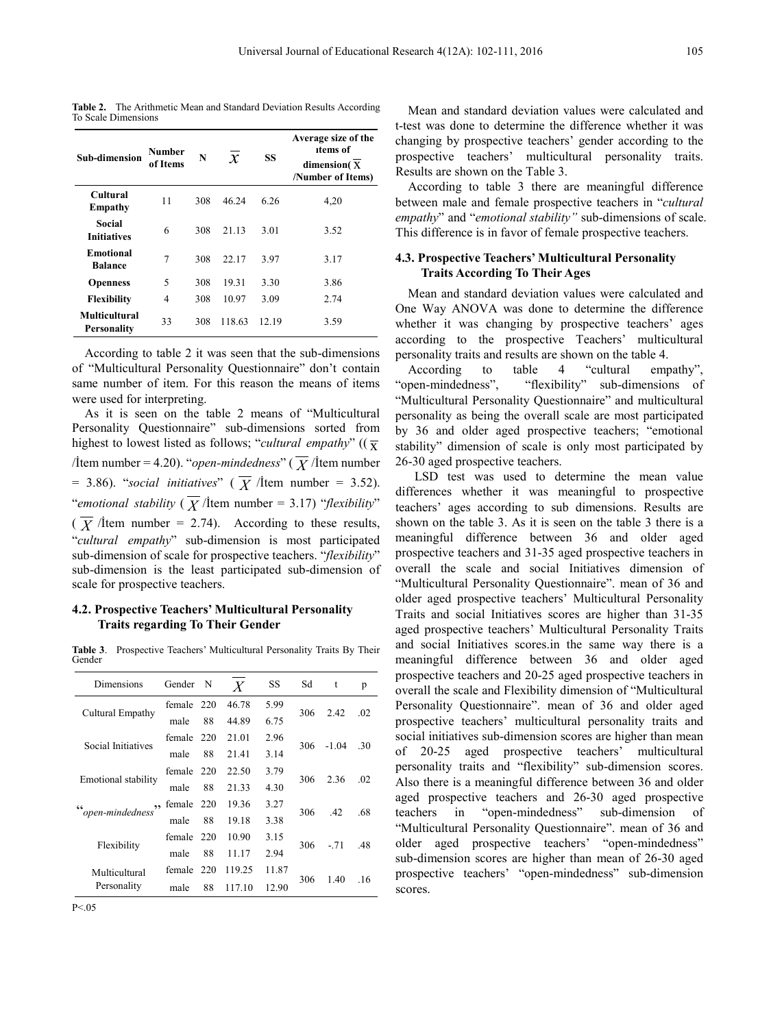**Table 2.** The Arithmetic Mean and Standard Deviation Results According To Scale Dimensions

| Sub-dimension | Number of Items | N | $\overline{X}$ | SS | Average size of the ıtems of dimension( $\overline{X}$ /Number of Items) |
|---|---|---|---|---|---|
| **Cultural Empathy** | 11 | 308 | 46.24 | 6.26 | 4,20 |
| **Social Initiatives** | 6 | 308 | 21.13 | 3.01 | 3.52 |
| **Emotional Balance** | 7 | 308 | 22.17 | 3.97 | 3.17 |
| **Openness** | 5 | 308 | 19.31 | 3.30 | 3.86 |
| **Flexibility** | 4 | 308 | 10.97 | 3.09 | 2.74 |
| **Multicultural Personality** | 33 | 308 | 118.63 | 12.19 | 3.59 |

According to table 2 it was seen that the sub-dimensions of "Multicultural Personality Questionnaire" don't contain same number of item. For this reason the means of items were used for interpreting.

As it is seen on the table 2 means of "Multicultural Personality Questionnaire" sub-dimensions sorted from highest to lowest listed as follows; "*cultural empathy*" (( $\overline{X}$ /İtem number = 4.20). "*open-mindedness*" ( $\overline{X}$ /İtem number = 3.86). "*social initiatives*" ( $\overline{X}$ /İtem number = 3.52). "*emotional stability* ( $\overline{X}$ /İtem number = 3.17) "*flexibility*" ( $\overline{X}$ /İtem number = 2.74). According to these results, "*cultural empathy*" sub-dimension is most participated sub-dimension of scale for prospective teachers. "*flexibility*" sub-dimension is the least participated sub-dimension of scale for prospective teachers.

### 4.2. Prospective Teachers' Multicultural Personality Traits regarding To Their Gender

**Table 3**. Prospective Teachers' Multicultural Personality Traits By Their Gender

| Dimensions | Gender | N | $\overline{X}$ | SS | Sd | t | p |
|---|---|---|---|---|---|---|---|
| Cultural Empathy | female | 220 | 46.78 | 5.99 | 306 | 2.42 | .02 |
| | male | 88 | 44.89 | 6.75 | | | |
| Social Initiatives | female | 220 | 21.01 | 2.96 | 306 | -1.04 | .30 |
| | male | 88 | 21.41 | 3.14 | | | |
| Emotional stability | female | 220 | 22.50 | 3.79 | 306 | 2.36 | .02 |
| | male | 88 | 21.33 | 4.30 | | | |
| "*open-mindedness*" | female | 220 | 19.36 | 3.27 | 306 | .42 | .68 |
| | male | 88 | 19.18 | 3.38 | | | |
| Flexibility | female | 220 | 10.90 | 3.15 | 306 | -.71 | .48 |
| | male | 88 | 11.17 | 2.94 | | | |
| Multicultural Personality | female | 220 | 119.25 | 11.87 | 306 | 1.40 | .16 |
| | male | 88 | 117.10 | 12.90 | | | |

$P<.05$

Mean and standard deviation values were calculated and t-test was done to determine the difference whether it was changing by prospective teachers' gender according to the prospective teachers' multicultural personality traits. Results are shown on the Table 3.

According to table 3 there are meaningful difference between male and female prospective teachers in "*cultural empathy*" and "*emotional stability"* sub-dimensions of scale. This difference is in favor of female prospective teachers.

### 4.3. Prospective Teachers' Multicultural Personality Traits According To Their Ages

Mean and standard deviation values were calculated and One Way ANOVA was done to determine the difference whether it was changing by prospective teachers' ages according to the prospective Teachers' multicultural personality traits and results are shown on the table 4.

According to table 4 "cultural empathy", "open-mindedness", "flexibility" sub-dimensions of "Multicultural Personality Questionnaire" and multicultural personality as being the overall scale are most participated by 36 and older aged prospective teachers; "emotional stability" dimension of scale is only most participated by 26-30 aged prospective teachers.

LSD test was used to determine the mean value differences whether it was meaningful to prospective teachers' ages according to sub dimensions. Results are shown on the table 3. As it is seen on the table 3 there is a meaningful difference between 36 and older aged prospective teachers and 31-35 aged prospective teachers in overall the scale and social Initiatives dimension of "Multicultural Personality Questionnaire". mean of 36 and older aged prospective teachers' Multicultural Personality Traits and social Initiatives scores are higher than 31-35 aged prospective teachers' Multicultural Personality Traits and social Initiatives scores.in the same way there is a meaningful difference between 36 and older aged prospective teachers and 20-25 aged prospective teachers in overall the scale and Flexibility dimension of "Multicultural Personality Questionnaire". mean of 36 and older aged prospective teachers' multicultural personality traits and social initiatives sub-dimension scores are higher than mean of 20-25 aged prospective teachers' multicultural personality traits and "flexibility" sub-dimension scores. Also there is a meaningful difference between 36 and older aged prospective teachers and 26-30 aged prospective teachers in "open-mindedness" sub-dimension of "Multicultural Personality Questionnaire". mean of 36 and older aged prospective teachers' "open-mindedness" sub-dimension scores are higher than mean of 26-30 aged prospective teachers' "open-mindedness" sub-dimension scores.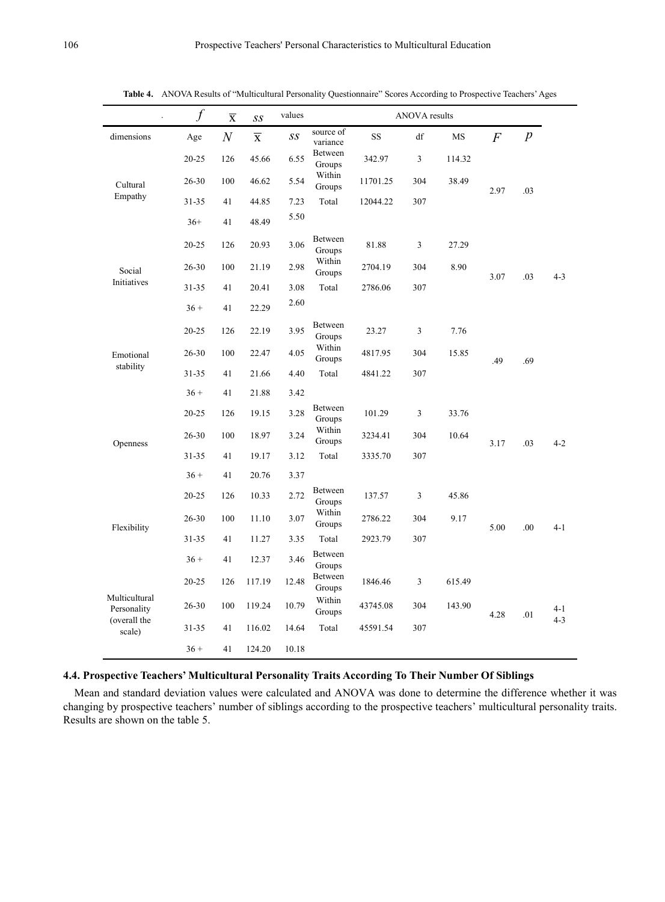**Table 4.** ANOVA Results of "Multicultural Personality Questionnaire" Scores According to Prospective Teachers' Ages

| | $f$ | $\overline{X}$ | $ss$ | values | ANOVA results | | | | | | |
|---|---|---|---|---|---|---|---|---|---|---|---|
| dimensions | Age | $N$ | $\overline{X}$ | $ss$ | source of variance | SS | df | MS | $F$ | $p$ | |
| Cultural Empathy | 20-25 | 126 | 45.66 | 6.55 | Between Groups | 342.97 | 3 | 114.32 | 2.97 | .03 | |
| | 26-30 | 100 | 46.62 | 5.54 | Within Groups | 11701.25 | 304 | 38.49 | | | |
| | 31-35 | 41 | 44.85 | 7.23 | Total | 12044.22 | 307 | | | | |
| | 36+ | 41 | 48.49 | 5.50 | | | | | | | |
| Social Initiatives | 20-25 | 126 | 20.93 | 3.06 | Between Groups | 81.88 | 3 | 27.29 | 3.07 | .03 | 4-3 |
| | 26-30 | 100 | 21.19 | 2.98 | Within Groups | 2704.19 | 304 | 8.90 | | | |
| | 31-35 | 41 | 20.41 | 3.08 | Total | 2786.06 | 307 | | | | |
| | 36 + | 41 | 22.29 | 2.60 | | | | | | | |
| Emotional stability | 20-25 | 126 | 22.19 | 3.95 | Between Groups | 23.27 | 3 | 7.76 | .49 | .69 | |
| | 26-30 | 100 | 22.47 | 4.05 | Within Groups | 4817.95 | 304 | 15.85 | | | |
| | 31-35 | 41 | 21.66 | 4.40 | Total | 4841.22 | 307 | | | | |
| | 36 + | 41 | 21.88 | 3.42 | | | | | | | |
| Openness | 20-25 | 126 | 19.15 | 3.28 | Between Groups | 101.29 | 3 | 33.76 | 3.17 | .03 | 4-2 |
| | 26-30 | 100 | 18.97 | 3.24 | Within Groups | 3234.41 | 304 | 10.64 | | | |
| | 31-35 | 41 | 19.17 | 3.12 | Total | 3335.70 | 307 | | | | |
| | 36 + | 41 | 20.76 | 3.37 | | | | | | | |
| Flexibility | 20-25 | 126 | 10.33 | 2.72 | Between Groups | 137.57 | 3 | 45.86 | 5.00 | .00 | 4-1 |
| | 26-30 | 100 | 11.10 | 3.07 | Within Groups | 2786.22 | 304 | 9.17 | | | |
| | 31-35 | 41 | 11.27 | 3.35 | Total | 2923.79 | 307 | | | | |
| | 36 + | 41 | 12.37 | 3.46 | Between Groups | | | | | | |
| Multicultural Personality (overall the scale) | 20-25 | 126 | 117.19 | 12.48 | Between Groups | 1846.46 | 3 | 615.49 | 4.28 | .01 | 4-1 4-3 |
| | 26-30 | 100 | 119.24 | 10.79 | Within Groups | 43745.08 | 304 | 143.90 | | | |
| | 31-35 | 41 | 116.02 | 14.64 | Total | 45591.54 | 307 | | | | |
| | 36 + | 41 | 124.20 | 10.18 | | | | | | | |

### 4.4. Prospective Teachers' Multicultural Personality Traits According To Their Number Of Siblings

Mean and standard deviation values were calculated and ANOVA was done to determine the difference whether it was changing by prospective teachers' number of siblings according to the prospective teachers' multicultural personality traits. Results are shown on the table 5.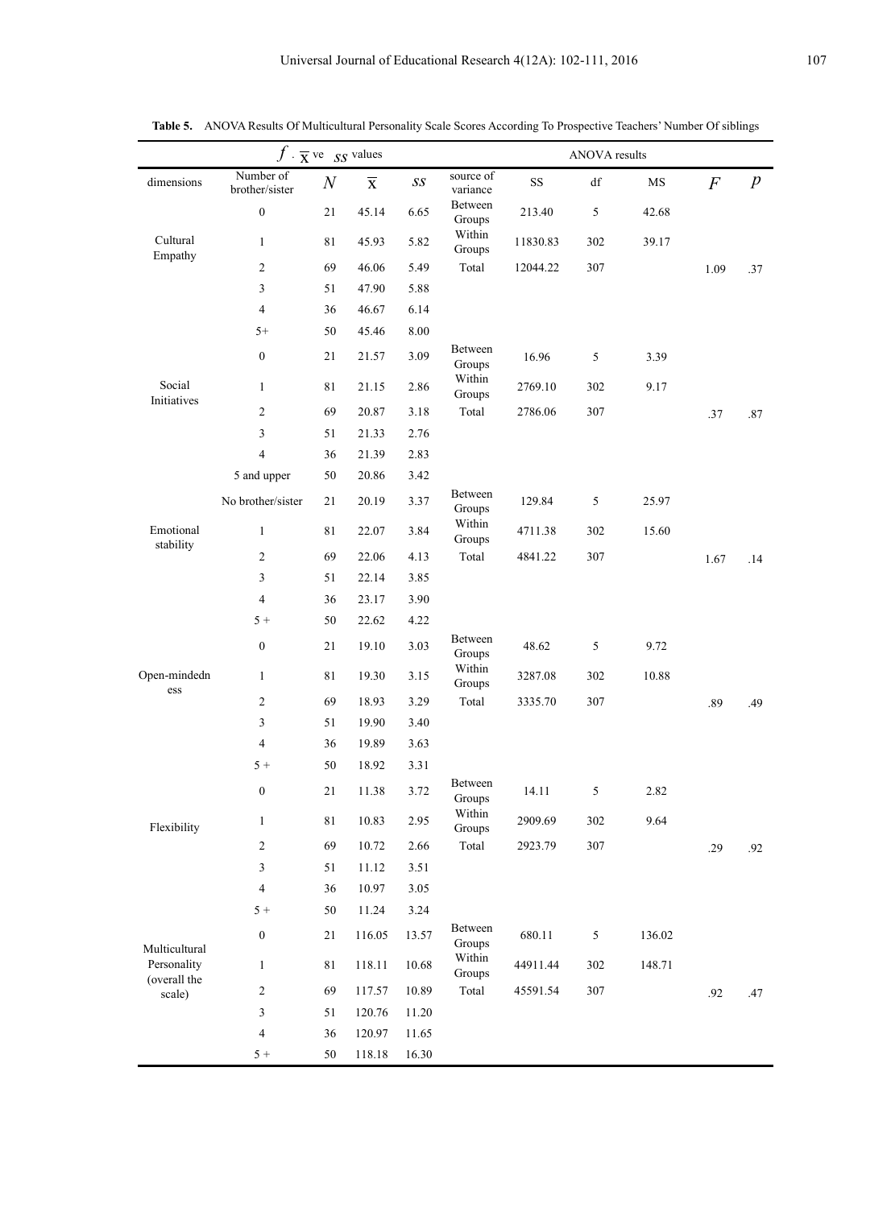**Table 5.** ANOVA Results Of Multicultural Personality Scale Scores According To Prospective Teachers' Number Of siblings

| $f$, $\overline{X}$ ve $ss$ values | | | | | ANOVA results | | | | | |
|---|---|---|---|---|---|---|---|---|---|---|
| dimensions | Number of brother/sister | $N$ | $\overline{X}$ | $ss$ | source of variance | SS | df | MS | $F$ | $p$ |
| Cultural Empathy | 0 | 21 | 45.14 | 6.65 | Between Groups | 213.40 | 5 | 42.68 | 1.09 | .37 |
| | 1 | 81 | 45.93 | 5.82 | Within Groups | 11830.83 | 302 | 39.17 | | |
| | 2 | 69 | 46.06 | 5.49 | Total | 12044.22 | 307 | | | |
| | 3 | 51 | 47.90 | 5.88 | | | | | | |
| | 4 | 36 | 46.67 | 6.14 | | | | | | |
| | 5+ | 50 | 45.46 | 8.00 | | | | | | |
| Social Initiatives | 0 | 21 | 21.57 | 3.09 | Between Groups | 16.96 | 5 | 3.39 | .37 | .87 |
| | 1 | 81 | 21.15 | 2.86 | Within Groups | 2769.10 | 302 | 9.17 | | |
| | 2 | 69 | 20.87 | 3.18 | Total | 2786.06 | 307 | | | |
| | 3 | 51 | 21.33 | 2.76 | | | | | | |
| | 4 | 36 | 21.39 | 2.83 | | | | | | |
| | 5 and upper | 50 | 20.86 | 3.42 | | | | | | |
| Emotional stability | No brother/sister | 21 | 20.19 | 3.37 | Between Groups | 129.84 | 5 | 25.97 | 1.67 | .14 |
| | 1 | 81 | 22.07 | 3.84 | Within Groups | 4711.38 | 302 | 15.60 | | |
| | 2 | 69 | 22.06 | 4.13 | Total | 4841.22 | 307 | | | |
| | 3 | 51 | 22.14 | 3.85 | | | | | | |
| | 4 | 36 | 23.17 | 3.90 | | | | | | |
| | 5 + | 50 | 22.62 | 4.22 | | | | | | |
| Open-mindedness | 0 | 21 | 19.10 | 3.03 | Between Groups | 48.62 | 5 | 9.72 | .89 | .49 |
| | 1 | 81 | 19.30 | 3.15 | Within Groups | 3287.08 | 302 | 10.88 | | |
| | 2 | 69 | 18.93 | 3.29 | Total | 3335.70 | 307 | | | |
| | 3 | 51 | 19.90 | 3.40 | | | | | | |
| | 4 | 36 | 19.89 | 3.63 | | | | | | |
| | 5 + | 50 | 18.92 | 3.31 | | | | | | |
| Flexibility | 0 | 21 | 11.38 | 3.72 | Between Groups | 14.11 | 5 | 2.82 | .29 | .92 |
| | 1 | 81 | 10.83 | 2.95 | Within Groups | 2909.69 | 302 | 9.64 | | |
| | 2 | 69 | 10.72 | 2.66 | Total | 2923.79 | 307 | | | |
| | 3 | 51 | 11.12 | 3.51 | | | | | | |
| | 4 | 36 | 10.97 | 3.05 | | | | | | |
| | 5 + | 50 | 11.24 | 3.24 | | | | | | |
| Multicultural Personality (overall the scale) | 0 | 21 | 116.05 | 13.57 | Between Groups | 680.11 | 5 | 136.02 | .92 | .47 |
| | 1 | 81 | 118.11 | 10.68 | Within Groups | 44911.44 | 302 | 148.71 | | |
| | 2 | 69 | 117.57 | 10.89 | Total | 45591.54 | 307 | | | |
| | 3 | 51 | 120.76 | 11.20 | | | | | | |
| | 4 | 36 | 120.97 | 11.65 | | | | | | |
| | 5 + | 50 | 118.18 | 16.30 | | | | | | |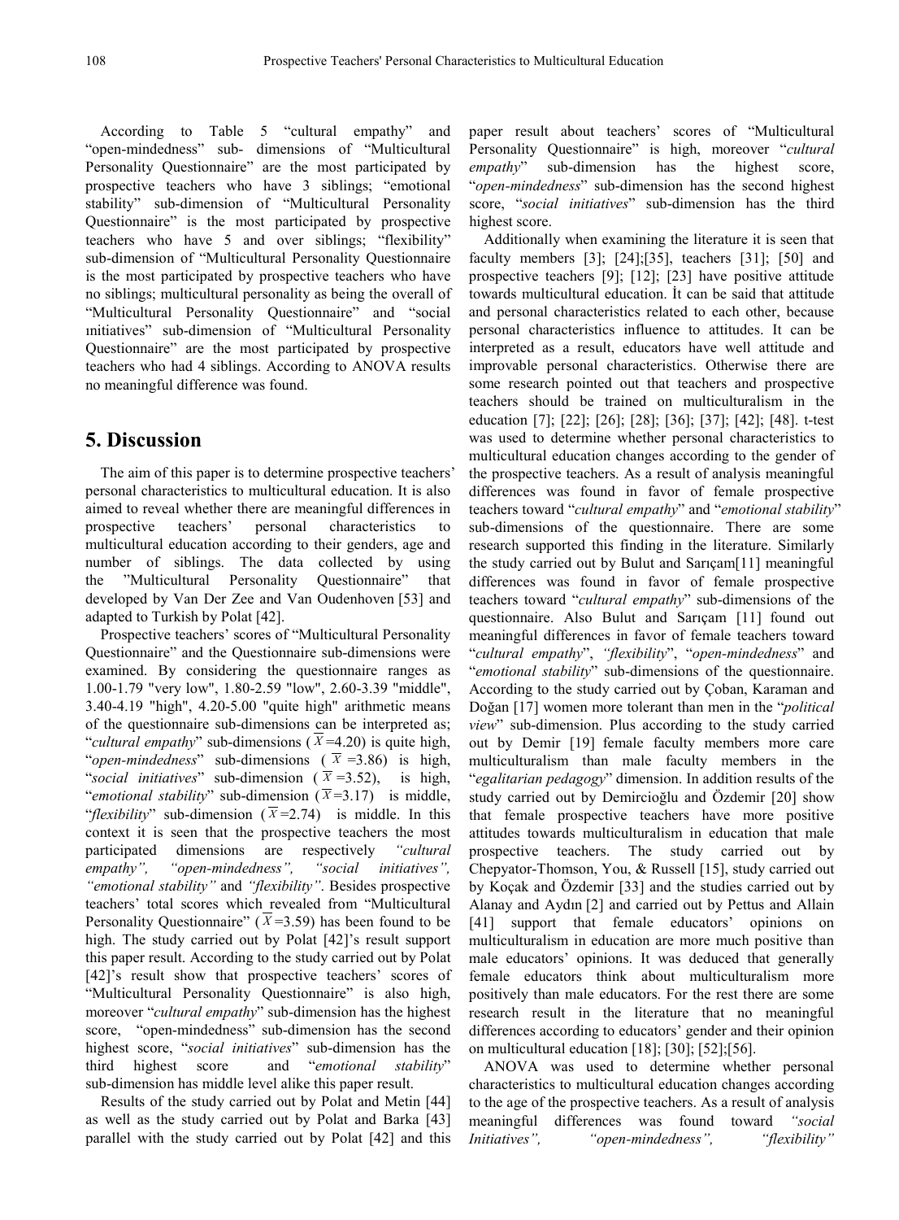According to Table 5 "cultural empathy" and "open-mindedness" sub- dimensions of "Multicultural Personality Questionnaire" are the most participated by prospective teachers who have 3 siblings; "emotional stability" sub-dimension of "Multicultural Personality Questionnaire" is the most participated by prospective teachers who have 5 and over siblings; "flexibility" sub-dimension of "Multicultural Personality Questionnaire is the most participated by prospective teachers who have no siblings; multicultural personality as being the overall of "Multicultural Personality Questionnaire" and "social ınitiatives" sub-dimension of "Multicultural Personality Questionnaire" are the most participated by prospective teachers who had 4 siblings. According to ANOVA results no meaningful difference was found.

## 5. Discussion

The aim of this paper is to determine prospective teachers' personal characteristics to multicultural education. It is also aimed to reveal whether there are meaningful differences in prospective teachers' personal characteristics to multicultural education according to their genders, age and number of siblings. The data collected by using the "Multicultural Personality Questionnaire" that developed by Van Der Zee and Van Oudenhoven [53] and adapted to Turkish by Polat [42].

Prospective teachers' scores of "Multicultural Personality Questionnaire" and the Questionnaire sub-dimensions were examined. By considering the questionnaire ranges as 1.00-1.79 "very low", 1.80-2.59 "low", 2.60-3.39 "middle", 3.40-4.19 "high", 4.20-5.00 "quite high" arithmetic means of the questionnaire sub-dimensions can be interpreted as; "*cultural empathy*" sub-dimensions ($\bar{X}$=4.20) is quite high, "*open-mindedness*" sub-dimensions ($\bar{X}$=3.86) is high, "*social initiatives*" sub-dimension ($\bar{X}$=3.52), is high, "*emotional stability*" sub-dimension ($\bar{X}$=3.17) is middle, "*flexibility*" sub-dimension ($\bar{X}$=2.74) is middle. In this context it is seen that the prospective teachers the most participated dimensions are respectively *"cultural empathy", "open-mindedness", "social initiatives", "emotional stability"* and *"flexibility"*. Besides prospective teachers' total scores which revealed from "Multicultural Personality Questionnaire" ($\bar{X}$=3.59) has been found to be high. The study carried out by Polat [42]'s result support this paper result. According to the study carried out by Polat [42]'s result show that prospective teachers' scores of "Multicultural Personality Questionnaire" is also high, moreover "*cultural empathy*" sub-dimension has the highest score, "open-mindedness" sub-dimension has the second highest score, "*social initiatives*" sub-dimension has the third highest score and "*emotional stability*" sub-dimension has middle level alike this paper result.

Results of the study carried out by Polat and Metin [44] as well as the study carried out by Polat and Barka [43] parallel with the study carried out by Polat [42] and this paper result about teachers' scores of "Multicultural Personality Questionnaire" is high, moreover "*cultural empathy*" sub-dimension has the highest score, "*open-mindedness*" sub-dimension has the second highest score, "*social initiatives*" sub-dimension has the third highest score.

Additionally when examining the literature it is seen that faculty members [3]; [24];[35], teachers [31]; [50] and prospective teachers [9]; [12]; [23] have positive attitude towards multicultural education. İt can be said that attitude and personal characteristics related to each other, because personal characteristics influence to attitudes. It can be interpreted as a result, educators have well attitude and improvable personal characteristics. Otherwise there are some research pointed out that teachers and prospective teachers should be trained on multiculturalism in the education [7]; [22]; [26]; [28]; [36]; [37]; [42]; [48]. t-test was used to determine whether personal characteristics to multicultural education changes according to the gender of the prospective teachers. As a result of analysis meaningful differences was found in favor of female prospective teachers toward "*cultural empathy*" and "*emotional stability*" sub-dimensions of the questionnaire. There are some research supported this finding in the literature. Similarly the study carried out by Bulut and Sarıçam[11] meaningful differences was found in favor of female prospective teachers toward "*cultural empathy*" sub-dimensions of the questionnaire. Also Bulut and Sarıçam [11] found out meaningful differences in favor of female teachers toward "*cultural empathy*", *"flexibility*", "*open-mindedness*" and "*emotional stability*" sub-dimensions of the questionnaire. According to the study carried out by Çoban, Karaman and Doğan [17] women more tolerant than men in the "*political view*" sub-dimension. Plus according to the study carried out by Demir [19] female faculty members more care multiculturalism than male faculty members in the "*egalitarian pedagogy*" dimension. In addition results of the study carried out by Demircioğlu and Özdemir [20] show that female prospective teachers have more positive attitudes towards multiculturalism in education that male prospective teachers. The study carried out by Chepyator-Thomson, You, & Russell [15], study carried out by Koçak and Özdemir [33] and the studies carried out by Alanay and Aydın [2] and carried out by Pettus and Allain [41] support that female educators' opinions on multiculturalism in education are more much positive than male educators' opinions. It was deduced that generally female educators think about multiculturalism more positively than male educators. For the rest there are some research result in the literature that no meaningful differences according to educators' gender and their opinion on multicultural education [18]; [30]; [52];[56].

ANOVA was used to determine whether personal characteristics to multicultural education changes according to the age of the prospective teachers. As a result of analysis meaningful differences was found toward *"social Initiatives", "open-mindedness", "flexibility"*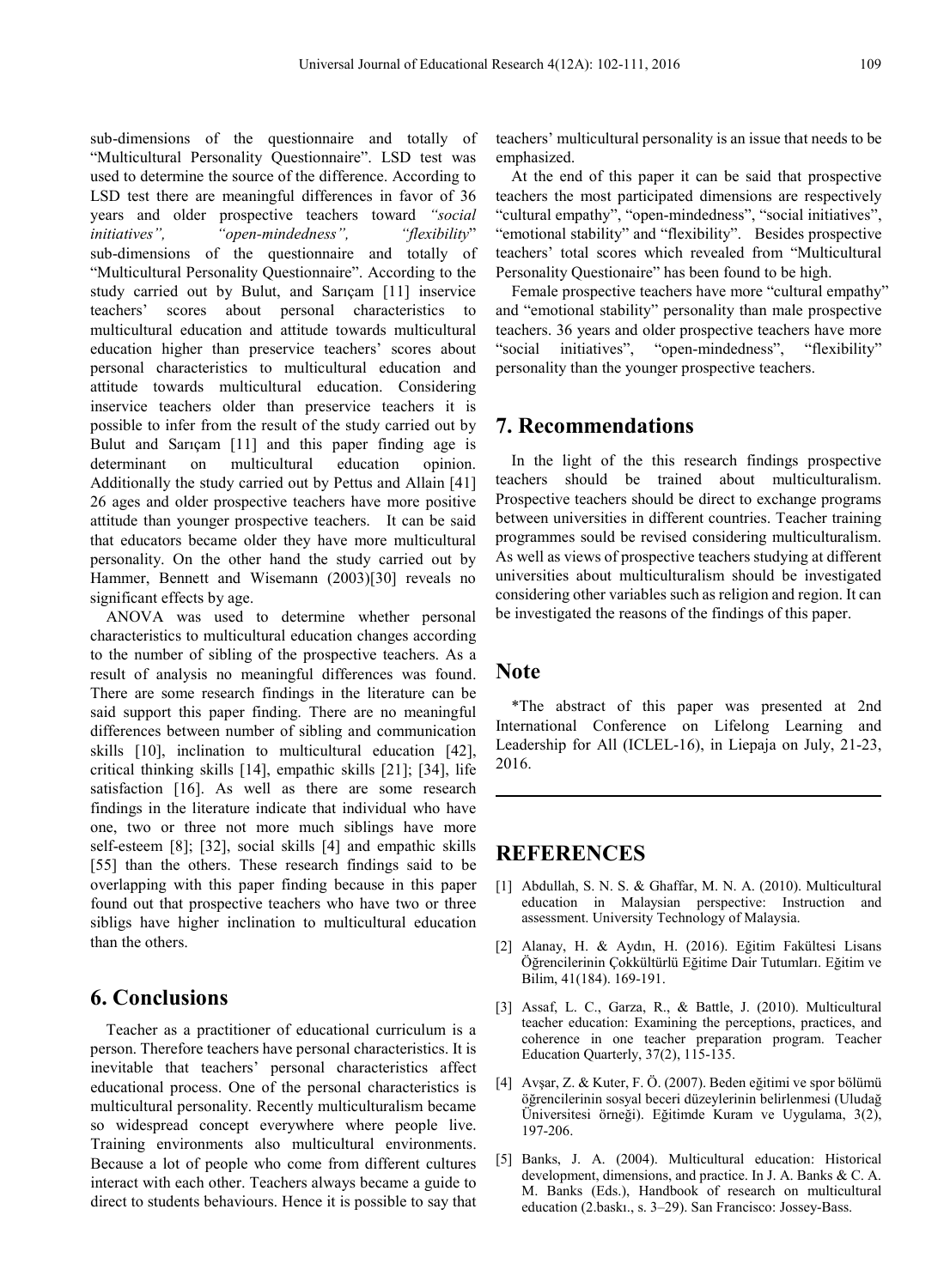sub-dimensions of the questionnaire and totally of "Multicultural Personality Questionnaire". LSD test was used to determine the source of the difference. According to LSD test there are meaningful differences in favor of 36 years and older prospective teachers toward *"social initiatives", "open-mindedness", "flexibility*" sub-dimensions of the questionnaire and totally of "Multicultural Personality Questionnaire". According to the study carried out by Bulut, and Sarıçam [11] inservice teachers' scores about personal characteristics to multicultural education and attitude towards multicultural education higher than preservice teachers' scores about personal characteristics to multicultural education and attitude towards multicultural education. Considering inservice teachers older than preservice teachers it is possible to infer from the result of the study carried out by Bulut and Sarıçam [11] and this paper finding age is determinant on multicultural education opinion. Additionally the study carried out by Pettus and Allain [41] 26 ages and older prospective teachers have more positive attitude than younger prospective teachers. It can be said that educators became older they have more multicultural personality. On the other hand the study carried out by Hammer, Bennett and Wisemann (2003)[30] reveals no significant effects by age.

ANOVA was used to determine whether personal characteristics to multicultural education changes according to the number of sibling of the prospective teachers. As a result of analysis no meaningful differences was found. There are some research findings in the literature can be said support this paper finding. There are no meaningful differences between number of sibling and communication skills [10], inclination to multicultural education [42], critical thinking skills [14], empathic skills [21]; [34], life satisfaction [16]. As well as there are some research findings in the literature indicate that individual who have one, two or three not more much siblings have more self-esteem [8]; [32], social skills [4] and empathic skills [55] than the others. These research findings said to be overlapping with this paper finding because in this paper found out that prospective teachers who have two or three sibligs have higher inclination to multicultural education than the others.

## 6. Conclusions

Teacher as a practitioner of educational curriculum is a person. Therefore teachers have personal characteristics. It is inevitable that teachers' personal characteristics affect educational process. One of the personal characteristics is multicultural personality. Recently multiculturalism became so widespread concept everywhere where people live. Training environments also multicultural environments. Because a lot of people who come from different cultures interact with each other. Teachers always became a guide to direct to students behaviours. Hence it is possible to say that teachers' multicultural personality is an issue that needs to be emphasized.

At the end of this paper it can be said that prospective teachers the most participated dimensions are respectively "cultural empathy", "open-mindedness", "social initiatives", "emotional stability" and "flexibility". Besides prospective teachers' total scores which revealed from "Multicultural Personality Questionaire" has been found to be high.

Female prospective teachers have more "cultural empathy" and "emotional stability" personality than male prospective teachers. 36 years and older prospective teachers have more "social initiatives", "open-mindedness", "flexibility" personality than the younger prospective teachers.

## 7. Recommendations

In the light of the this research findings prospective teachers should be trained about multiculturalism. Prospective teachers should be direct to exchange programs between universities in different countries. Teacher training programmes sould be revised considering multiculturalism. As well as views of prospective teachers studying at different universities about multiculturalism should be investigated considering other variables such as religion and region. It can be investigated the reasons of the findings of this paper.

## Note

*The abstract of this paper was presented at 2nd International Conference on Lifelong Learning and Leadership for All (ICLEL-16), in Liepaja on July, 21-23, 2016.

## REFERENCES

[1] Abdullah, S. N. S. & Ghaffar, M. N. A. (2010). Multicultural education in Malaysian perspective: Instruction and assessment. University Technology of Malaysia.

[2] Alanay, H. & Aydın, H. (2016). Eğitim Fakültesi Lisans Öğrencilerinin Çokkültürlü Eğitime Dair Tutumları. Eğitim ve Bilim, 41(184). 169-191.

[3] Assaf, L. C., Garza, R., & Battle, J. (2010). Multicultural teacher education: Examining the perceptions, practices, and coherence in one teacher preparation program. Teacher Education Quarterly, 37(2), 115-135.

[4] Avşar, Z. & Kuter, F. Ö. (2007). Beden eğitimi ve spor bölümü öğrencilerinin sosyal beceri düzeylerinin belirlenmesi (Uludağ Üniversitesi örneği). Eğitimde Kuram ve Uygulama, 3(2), 197-206.

[5] Banks, J. A. (2004). Multicultural education: Historical development, dimensions, and practice. In J. A. Banks & C. A. M. Banks (Eds.), Handbook of research on multicultural education (2.baskı., s. 3–29). San Francisco: Jossey-Bass.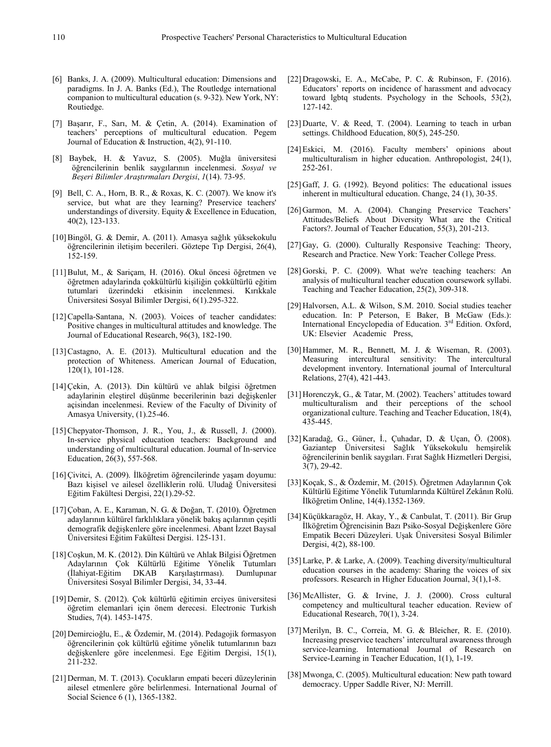[6] Banks, J. A. (2009). Multicultural education: Dimensions and paradigms. In J. A. Banks (Ed.), The Routledge international companion to multicultural education (s. 9-32). New York, NY: Routiedge.

[7] Başarır, F., Sarı, M. & Çetin, A. (2014). Examination of teachers' perceptions of multicultural education. Pegem Journal of Education & Instruction, 4(2), 91-110.

[8] Baybek, H. & Yavuz, S. (2005). Muğla üniversitesi öğrencilerinin benlik saygılarının incelenmesi. *Sosyal ve Beşeri Bilimler Araştırmaları Dergisi*, *1*(14). 73-95.

[9] Bell, C. A., Horn, B. R., & Roxas, K. C. (2007). We know it's service, but what are they learning? Preservice teachers' understandings of diversity. Equity & Excellence in Education, 40(2), 123-133.

[10] Bingöl, G. & Demir, A. (2011). Amasya sağlık yüksekokulu öğrencilerinin iletişim becerileri. Göztepe Tıp Dergisi, 26(4), 152-159.

[11] Bulut, M., & Sariçam, H. (2016). Okul öncesi öğretmen ve öğretmen adaylarinda çokkültürlü kişiliğin çokkültürlü eğitim tutumlari üzerindeki etkisinin incelenmesi. Kırıkkale Üniversitesi Sosyal Bilimler Dergisi, 6(1).295-322.

[12] Capella-Santana, N. (2003). Voices of teacher candidates: Positive changes in multicultural attitudes and knowledge. The Journal of Educational Research, 96(3), 182-190.

[13] Castagno, A. E. (2013). Multicultural education and the protection of Whiteness. American Journal of Education, 120(1), 101-128.

[14] Çekin, A. (2013). Din kültürü ve ahlak bilgisi öğretmen adaylarinin eleştirel düşünme becerilerinin bazi değişkenler açisindan incelenmesi. Review of the Faculty of Divinity of Amasya University, (1).25-46.

[15] Chepyator-Thomson, J. R., You, J., & Russell, J. (2000). In-service physical education teachers: Background and understanding of multicultural education. Journal of In-service Education, 26(3), 557-568.

[16] Çivitci, A. (2009). İlköğretim öğrencilerinde yaşam doyumu: Bazı kişisel ve ailesel özelliklerin rolü. Uludağ Üniversitesi Eğitim Fakültesi Dergisi, 22(1).29-52.

[17] Çoban, A. E., Karaman, N. G. & Doğan, T. (2010). Öğretmen adaylarının kültürel farklılıklara yönelik bakış açılarının çeşitli demografik değişkenlere göre incelenmesi. Abant İzzet Baysal Üniversitesi Eğitim Fakültesi Dergisi. 125-131.

[18] Coşkun, M. K. (2012). Din Kültürü ve Ahlak Bilgisi Öğretmen Adaylarının Çok Kültürlü Eğitime Yönelik Tutumları (İlahiyat-Eğitim DKAB Karşılaştırması). Dumlupınar Üniversitesi Sosyal Bilimler Dergisi, 34, 33-44.

[19] Demir, S. (2012). Çok kültürlü eğitimin erciyes üniversitesi öğretim elemanlari için önem derecesi. Electronic Turkish Studies, 7(4). 1453-1475.

[20] Demircioğlu, E., & Özdemir, M. (2014). Pedagojik formasyon öğrencilerinin çok kültürlü eğitime yönelik tutumlarının bazı değişkenlere göre incelenmesi. Ege Eğitim Dergisi, 15(1), 211-232.

[21] Derman, M. T. (2013). Çocukların empati beceri düzeylerinin ailesel etmenlere göre belirlenmesi. International Journal of Social Science 6 (1), 1365-1382.

[22] Dragowski, E. A., McCabe, P. C. & Rubinson, F. (2016). Educators' reports on incidence of harassment and advocacy toward lgbtq students. Psychology in the Schools, 53(2), 127-142.

[23] Duarte, V. & Reed, T. (2004). Learning to teach in urban settings. Childhood Education, 80(5), 245-250.

[24] Eskici, M. (2016). Faculty members' opinions about multiculturalism in higher education. Anthropologist, 24(1), 252-261.

[25] Gaff, J. G. (1992). Beyond politics: The educational issues inherent in multicultural education. Change, 24 (1), 30-35.

[26] Garmon, M. A. (2004). Changing Preservice Teachers' Attitudes/Beliefs About Diversity What are the Critical Factors?. Journal of Teacher Education, 55(3), 201-213.

[27] Gay, G. (2000). Culturally Responsive Teaching: Theory, Research and Practice. New York: Teacher College Press.

[28] Gorski, P. C. (2009). What we're teaching teachers: An analysis of multicultural teacher education coursework syllabi. Teaching and Teacher Education, 25(2), 309-318.

[29] Halvorsen, A.L. & Wilson, S.M. 2010. Social studies teacher education. In: P Peterson, E Baker, B McGaw (Eds.): International Encyclopedia of Education. 3rd Edition. Oxford, UK: Elsevier Academic Press,

[30] Hammer, M. R., Bennett, M. J. & Wiseman, R. (2003). Measuring intercultural sensitivity: The intercultural development inventory. International journal of Intercultural Relations, 27(4), 421-443.

[31] Horenczyk, G., & Tatar, M. (2002). Teachers' attitudes toward multiculturalism and their perceptions of the school organizational culture. Teaching and Teacher Education, 18(4), 435-445.

[32] Karadağ, G., Güner, İ., Çuhadar, D. & Uçan, Ö. (2008). Gaziantep Üniversitesi Sağlık Yüksekokulu hemşirelik öğrencilerinin benlik saygıları. Fırat Sağlık Hizmetleri Dergisi, 3(7), 29-42.

[33] Koçak, S., & Özdemir, M. (2015). Öğretmen Adaylarının Çok Kültürlü Eğitime Yönelik Tutumlarında Kültürel Zekânın Rolü. İlköğretim Online, 14(4).1352-1369.

[34] Küçükkaragöz, H. Akay, Y., & Canbulat, T. (2011). Bir Grup İlköğretim Öğrencisinin Bazı Psiko-Sosyal Değişkenlere Göre Empatik Beceri Düzeyleri. Uşak Üniversitesi Sosyal Bilimler Dergisi, 4(2), 88-100.

[35] Larke, P. & Larke, A. (2009). Teaching diversity/multicultural education courses in the academy: Sharing the voices of six professors. Research in Higher Education Journal, 3(1),1-8.

[36] McAllister, G. & Irvine, J. J. (2000). Cross cultural competency and multicultural teacher education. Review of Educational Research, 70(1), 3-24.

[37] Merilyn, B. C., Correia, M. G. & Bleicher, R. E. (2010). Increasing preservice teachers' intercultural awareness through service-learning. International Journal of Research on Service-Learning in Teacher Education, 1(1), 1-19.

[38] Mwonga, C. (2005). Multicultural education: New path toward democracy. Upper Saddle River, NJ: Merrill.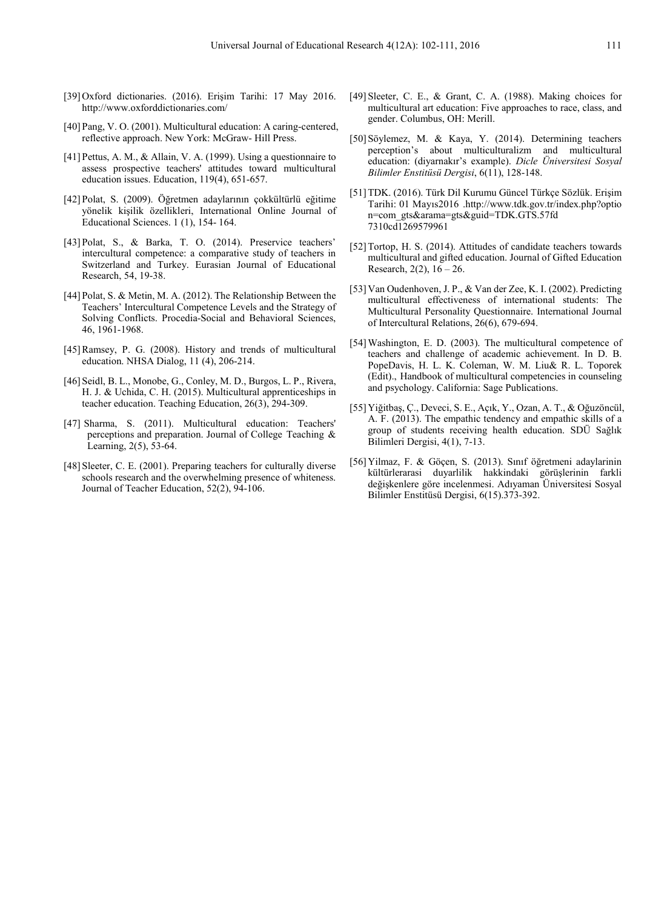[39] Oxford dictionaries. (2016). Erişim Tarihi: 17 May 2016. http://www.oxforddictionaries.com/

[40] Pang, V. O. (2001). Multicultural education: A caring-centered, reflective approach. New York: McGraw- Hill Press.

[41] Pettus, A. M., & Allain, V. A. (1999). Using a questionnaire to assess prospective teachers' attitudes toward multicultural education issues. Education, 119(4), 651-657.

[42] Polat, S. (2009). Öğretmen adaylarının çokkültürlü eğitime yönelik kişilik özellikleri, International Online Journal of Educational Sciences. 1 (1), 154- 164.

[43] Polat, S., & Barka, T. O. (2014). Preservice teachers' intercultural competence: a comparative study of teachers in Switzerland and Turkey. Eurasian Journal of Educational Research, 54, 19-38.

[44] Polat, S. & Metin, M. A. (2012). The Relationship Between the Teachers' Intercultural Competence Levels and the Strategy of Solving Conflicts. Procedia-Social and Behavioral Sciences, 46, 1961-1968.

[45] Ramsey, P. G. (2008). History and trends of multicultural education. NHSA Dialog, 11 (4), 206-214.

[46] Seidl, B. L., Monobe, G., Conley, M. D., Burgos, L. P., Rivera, H. J. & Uchida, C. H. (2015). Multicultural apprenticeships in teacher education. Teaching Education, 26(3), 294-309.

[47] Sharma, S. (2011). Multicultural education: Teachers' perceptions and preparation. Journal of College Teaching & Learning, 2(5), 53-64.

[48] Sleeter, C. E. (2001). Preparing teachers for culturally diverse schools research and the overwhelming presence of whiteness. Journal of Teacher Education, 52(2), 94-106.

[49] Sleeter, C. E., & Grant, C. A. (1988). Making choices for multicultural art education: Five approaches to race, class, and gender. Columbus, OH: Merill.

[50] Söylemez, M. & Kaya, Y. (2014). Determining teachers perception's about multiculturalizm and multicultural education: (diyarnakır's example). *Dicle Üniversitesi Sosyal Bilimler Enstitüsü Dergisi*, 6(11), 128-148.

[51] TDK. (2016). Türk Dil Kurumu Güncel Türkçe Sözlük. Erişim Tarihi: 01 Mayıs2016 .http://www.tdk.gov.tr/index.php?option=com_gts&arama=gts&guid=TDK.GTS.57fd7310cd1269579961

[52] Tortop, H. S. (2014). Attitudes of candidate teachers towards multicultural and gifted education. Journal of Gifted Education Research, 2(2), 16 – 26.

[53] Van Oudenhoven, J. P., & Van der Zee, K. I. (2002). Predicting multicultural effectiveness of international students: The Multicultural Personality Questionnaire. International Journal of Intercultural Relations, 26(6), 679-694.

[54] Washington, E. D. (2003). The multicultural competence of teachers and challenge of academic achievement. In D. B. PopeDavis, H. L. K. Coleman, W. M. Liu& R. L. Toporek (Edit)., Handbook of multicultural competencies in counseling and psychology. California: Sage Publications.

[55] Yiğitbaş, Ç., Deveci, S. E., Açık, Y., Ozan, A. T., & Oğuzöncül, A. F. (2013). The empathic tendency and empathic skills of a group of students receiving health education. SDÜ Sağlık Bilimleri Dergisi, 4(1), 7-13.

[56] Yilmaz, F. & Göçen, S. (2013). Sınıf öğretmeni adaylarinin kültürlerarasi duyarlilik hakkindaki görüşlerinin farkli değişkenlere göre incelenmesi. Adıyaman Üniversitesi Sosyal Bilimler Enstitüsü Dergisi, 6(15).373-392.